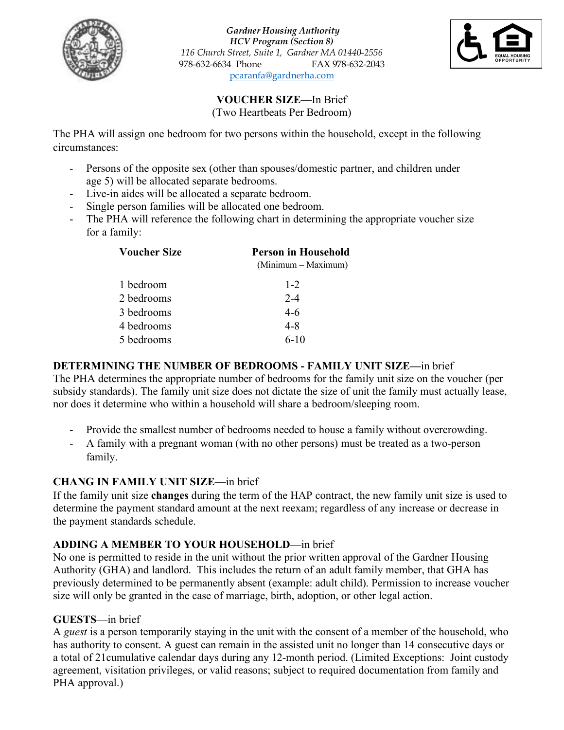*Gardner Housing Authority*
*HCV Program (Section 8)*
*116 Church Street, Suite 1, Gardner MA 01440-2556*
978-632-6634 Phone FAX 978-632-2043
pcaranfa@gardnerha.com

## VOUCHER SIZE—In Brief
(Two Heartbeats Per Bedroom)

The PHA will assign one bedroom for two persons within the household, except in the following circumstances:

- Persons of the opposite sex (other than spouses/domestic partner, and children under age 5) will be allocated separate bedrooms.
- Live-in aides will be allocated a separate bedroom.
- Single person families will be allocated one bedroom.
- The PHA will reference the following chart in determining the appropriate voucher size for a family:

| Voucher Size | Person in Household (Minimum – Maximum) |
|---|---|
| 1 bedroom | 1-2 |
| 2 bedrooms | 2-4 |
| 3 bedrooms | 4-6 |
| 4 bedrooms | 4-8 |
| 5 bedrooms | 6-10 |

**DETERMINING THE NUMBER OF BEDROOMS - FAMILY UNIT SIZE—**in brief
The PHA determines the appropriate number of bedrooms for the family unit size on the voucher (per subsidy standards). The family unit size does not dictate the size of unit the family must actually lease, nor does it determine who within a household will share a bedroom/sleeping room.

- Provide the smallest number of bedrooms needed to house a family without overcrowding.
- A family with a pregnant woman (with no other persons) must be treated as a two-person family.

**CHANG IN FAMILY UNIT SIZE**—in brief
If the family unit size **changes** during the term of the HAP contract, the new family unit size is used to determine the payment standard amount at the next reexam; regardless of any increase or decrease in the payment standards schedule.

**ADDING A MEMBER TO YOUR HOUSEHOLD**—in brief
No one is permitted to reside in the unit without the prior written approval of the Gardner Housing Authority (GHA) and landlord. This includes the return of an adult family member, that GHA has previously determined to be permanently absent (example: adult child). Permission to increase voucher size will only be granted in the case of marriage, birth, adoption, or other legal action.

**GUESTS**—in brief
A *guest* is a person temporarily staying in the unit with the consent of a member of the household, who has authority to consent. A guest can remain in the assisted unit no longer than 14 consecutive days or a total of 21cumulative calendar days during any 12-month period. (Limited Exceptions: Joint custody agreement, visitation privileges, or valid reasons; subject to required documentation from family and PHA approval.)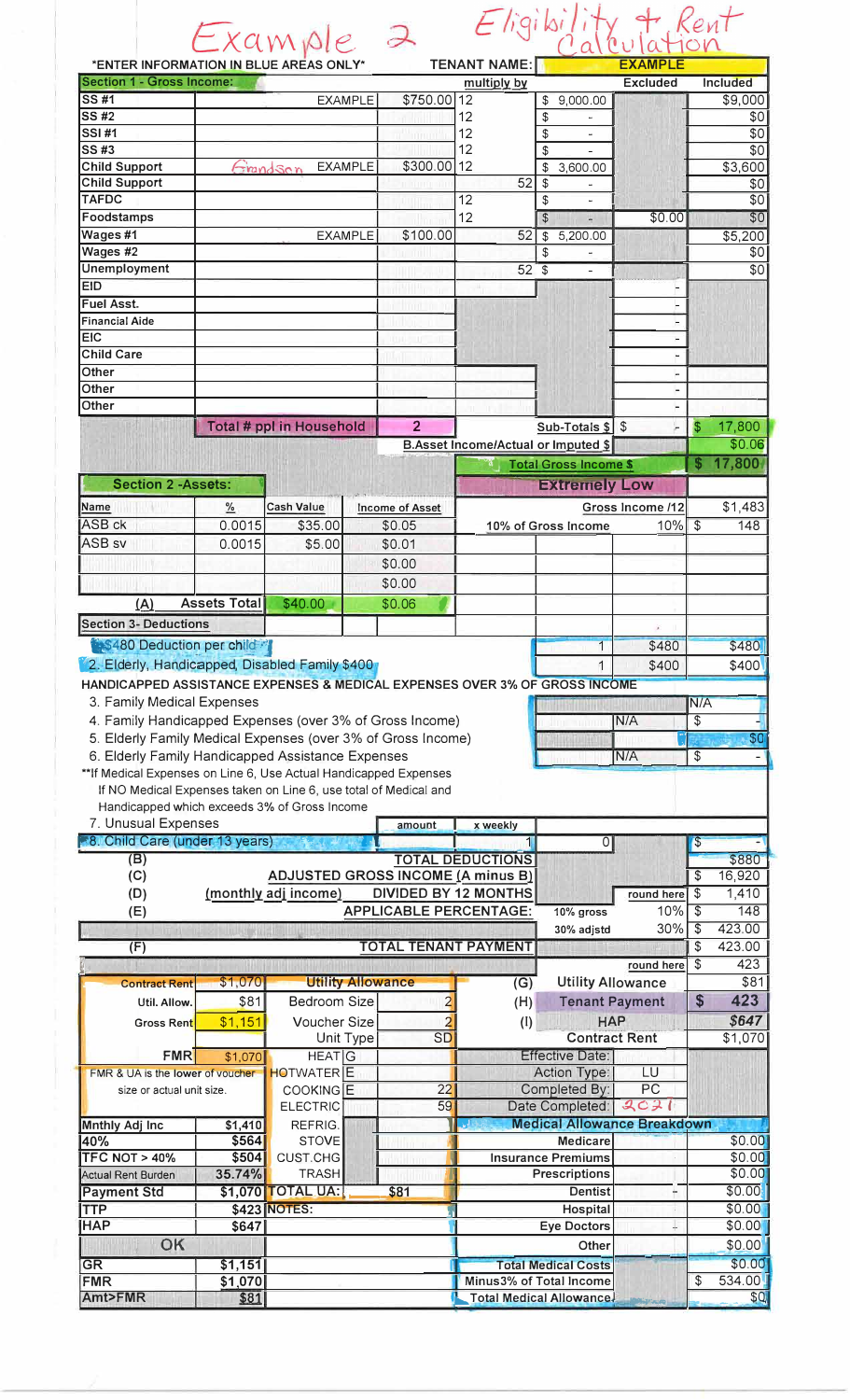# Example 2 Eligibility + Rent Calculation

*ENTER INFORMATION IN BLUE AREAS ONLY*

TENANT NAME: EXAMPLE

| Section 1 - Gross Income: | | | multiply by | | Excluded | Included |
|---|---|---|---|---|---|---|
| SS #1 | EXAMPLE | $750.00 | 12 | $ 9,000.00 | | $9,000 |
| SS #2 | | | 12 | $ - | | $0 |
| SSI #1 | | | 12 | $ - | | $0 |
| SS #3 | | | 12 | $ - | | $0 |
| Child Support | Grandson EXAMPLE | $300.00 | 12 | $ 3,600.00 | | $3,600 |
| Child Support | | | 52 | $ - | | $0 |
| TAFDC | | | 12 | $ - | | $0 |
| Foodstamps | | | 12 | $ - | $0.00 | $0 |
| Wages #1 | EXAMPLE | $100.00 | 52 | $ 5,200.00 | | $5,200 |
| Wages #2 | | | | $ - | | $0 |
| Unemployment | | | 52 | $ - | | $0 |
| EID | | | | | - | |
| Fuel Asst. | | | | | - | |
| Financial Aide | | | | | - | |
| EIC | | | | | - | |
| Child Care | | | | | - | |
| Other | | | | | - | |
| Other | | | | | - | |
| Other | | | | | - | |
| | Total # ppl in Household | 2 | | Sub-Totals $ | $ - | $ 17,800 |
| | | | B.Asset Income/Actual or Imputed $ | | | $0.06 |
| | | | | Total Gross Income $ | | $ 17,800 |

| Section 2 -Assets: | | | | Extremely Low | | |
|---|---|---|---|---|---|---|
| Name | % | Cash Value | Income of Asset | Gross Income /12 | | $1,483 |
| ASB ck | 0.0015 | $35.00 | $0.05 | 10% of Gross Income | 10% | $ 148 |
| ASB sv | 0.0015 | $5.00 | $0.01 | | | |
| | | | $0.00 | | | |
| | | | $0.00 | | | |
| (A) Assets Total | | $40.00 | $0.06 | | | |

| Section 3- Deductions | | | |
|---|---|---|---|
| $480 Deduction per child | 1 | $480 | $480 |
| 2. Elderly, Handicapped, Disabled Family $400 | 1 | $400 | $400 |

HANDICAPPED ASSISTANCE EXPENSES & MEDICAL EXPENSES OVER 3% OF GROSS INCOME

| | | |
|---|---|---|
| 3. Family Medical Expenses | | N/A |
| 4. Family Handicapped Expenses (over 3% of Gross Income) | N/A | $ - |
| 5. Elderly Family Medical Expenses (over 3% of Gross Income) | | $0 |
| 6. Elderly Family Handicapped Assistance Expenses | N/A | $ - |

**If Medical Expenses on Line 6, Use Actual Handicapped Expenses
If NO Medical Expenses taken on Line 6, use total of Medical and Handicapped which exceeds 3% of Gross Income

| | amount | x weekly | | |
|---|---|---|---|---|
| 7. Unusual Expenses | | | | |
| 8. Child Care (under 13 years) | | 1 | 0 | $ - |
| (B) TOTAL DEDUCTIONS | | | | $880 |
| (C) ADJUSTED GROSS INCOME (A minus B) | | | | $ 16,920 |
| (D) (monthly adj income) DIVIDED BY 12 MONTHS | | | round here | $ 1,410 |
| (E) APPLICABLE PERCENTAGE: | | 10% gross | 10% | $ 148 |
| | | 30% adjstd | 30% | $ 423.00 |
| (F) TOTAL TENANT PAYMENT | | | | $ 423.00 |
| | | | round here | $ 423 |

| Contract Rent | $1,070 | Utility Allowance | | (G) | Utility Allowance | $81 |
|---|---|---|---|---|---|---|
| Util. Allow. | $81 | Bedroom Size | 2 | (H) | Tenant Payment | $ 423 |
| Gross Rent | $1,151 | Voucher Size | 2 | (I) | HAP | $647 |
| | | Unit Type | SD | | Contract Rent | $1,070 |
| FMR | $1,070 | HEAT | G | | Effective Date: | |
| FMR & UA is the lower of voucher size or actual unit size. | | HOTWATER | E | | Action Type: | LU |
| | | COOKING | E | 22 | Completed By: | PC |
| | | ELECTRIC | | 59 | Date Completed: | 2021 |
| Mnthly Adj Inc | $1,410 | REFRIG. | | | Medical Allowance Breakdown | |
| 40% | $564 | STOVE | | | Medicare | $0.00 |
| TFC NOT > 40% | $504 | CUST.CHG | | | Insurance Premiums | $0.00 |
| Actual Rent Burden | 35.74% | TRASH | | | Prescriptions | $0.00 |
| Payment Std | $1,070 | TOTAL UA: | $81 | | Dentist | $0.00 |
| TTP | $423 | NOTES: | | | Hospital | $0.00 |
| HAP | $647 | | | | Eye Doctors | $0.00 |
| OK | | | | | Other | $0.00 |
| GR | $1,151 | | | | Total Medical Costs | $0.00 |
| FMR | $1,070 | | | | Minus3% of Total Income | $ 534.00 |
| Amt>FMR | $81 | | | | Total Medical Allowance | $0 |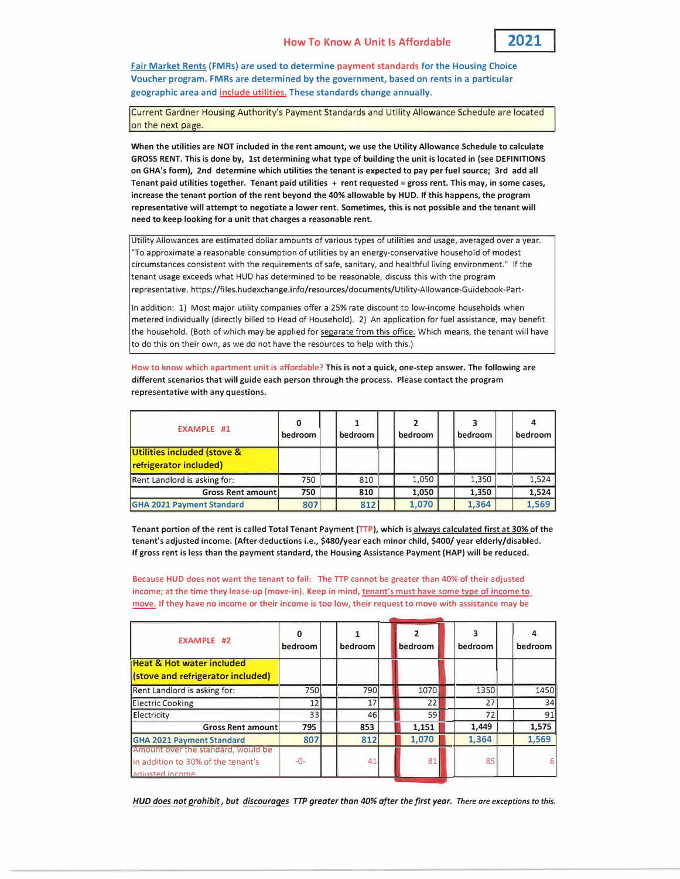## How To Know A Unit Is Affordable

**2021**

Fair Market Rents (FMRs) are used to determine payment standards for the Housing Choice Voucher program. FMRs are determined by the government, based on rents in a particular geographic area and include utilities. These standards change annually.

Current Gardner Housing Authority's Payment Standards and Utility Allowance Schedule are located on the next page.

**When the utilities are NOT included in the rent amount, we use the Utility Allowance Schedule to calculate GROSS RENT. This is done by, 1st determining what type of building the unit is located in (see DEFINITIONS on GHA's form), 2nd determine which utilities the tenant is expected to pay per fuel source; 3rd add all Tenant paid utilities together. Tenant paid utilities + rent requested = gross rent. This may, in some cases, increase the tenant portion of the rent beyond the 40% allowable by HUD. If this happens, the program representative will attempt to negotiate a lower rent. Sometimes, this is not possible and the tenant will need to keep looking for a unit that charges a reasonable rent.**

Utility Allowances are estimated dollar amounts of various types of utilities and usage, averaged over a year. "To approximate a reasonable consumption of utilities by an energy-conservative household of modest circumstances consistent with the requirements of safe, sanitary, and healthful living environment." If the tenant usage exceeds what HUD has determined to be reasonable, discuss this with the program representative. https://files.hudexchange.info/resources/documents/Utility-Allowance-Guidebook-Part-

In addition: 1) Most major utility companies offer a 25% rate discount to low-income households when metered individually (directly billed to Head of Household). 2) An application for fuel assistance, may benefit the household. (Both of which may be applied for separate from this office. Which means, the tenant will have to do this on their own, as we do not have the resources to help with this.)

How to know which apartment unit is affordable? **This is not a quick, one-step answer. The following are different scenarios that will guide each person through the process. Please contact the program representative with any questions.**

| EXAMPLE #1 | 0 bedroom | 1 bedroom | 2 bedroom | 3 bedroom | 4 bedroom |
|---|---|---|---|---|---|
| **Utilities included (stove & refrigerator included)** | | | | | |
| Rent Landlord is asking for: | 750 | 810 | 1,050 | 1,350 | 1,524 |
| **Gross Rent amount** | **750** | **810** | **1,050** | **1,350** | **1,524** |
| **GHA 2021 Payment Standard** | **807** | **812** | **1,070** | **1,364** | **1,569** |

**Tenant portion of the rent is called Total Tenant Payment (TTP), which is always calculated first at 30% of the tenant's adjusted income. (After deductions i.e., $480/year each minor child, $400/ year elderly/disabled. If gross rent is less than the payment standard, the Housing Assistance Payment (HAP) will be reduced.**

Because HUD does not want the tenant to fail: The TTP cannot be greater than 40% of their adjusted income; at the time they lease-up (move-in). Keep in mind, tenant's must have some type of income to move. If they have no income or their income is too low, their request to move with assistance may be

| EXAMPLE #2 | 0 bedroom | 1 bedroom | 2 bedroom | 3 bedroom | 4 bedroom |
|---|---|---|---|---|---|
| **Heat & Hot water included (stove and refrigerator included)** | | | | | |
| Rent Landlord is asking for: | 750 | 790 | 1070 | 1350 | 1450 |
| Electric Cooking | 12 | 17 | 22 | 27 | 34 |
| Electricity | 33 | 46 | 59 | 72 | 91 |
| **Gross Rent amount** | **795** | **853** | **1,151** | **1,449** | **1,575** |
| **GHA 2021 Payment Standard** | **807** | **812** | **1,070** | **1,364** | **1,569** |
| Amount over the standard, would be in addition to 30% of the tenant's adjusted income | -0- | 41 | 81 | 85 | 6 |

***HUD does not prohibit, but discourages TTP greater than 40% after the first year.** There are exceptions to this.*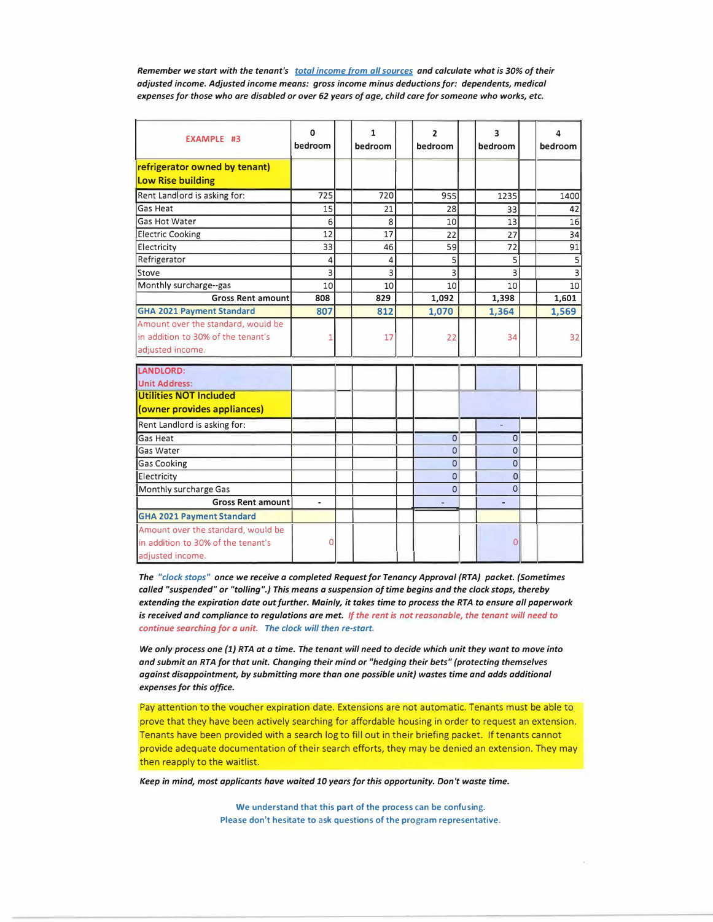*Remember we start with the tenant's [total income from all sources](#) and calculate what is 30% of their adjusted income. Adjusted income means: gross income minus deductions for: dependents, medical expenses for those who are disabled or over 62 years of age, child care for someone who works, etc.*

| EXAMPLE #3 | 0 bedroom | 1 bedroom | 2 bedroom | 3 bedroom | 4 bedroom |
|---|---|---|---|---|---|
| **refrigerator owned by tenant) Low Rise building** | | | | | |
| Rent Landlord is asking for: | 725 | 720 | 955 | 1235 | 1400 |
| Gas Heat | 15 | 21 | 28 | 33 | 42 |
| Gas Hot Water | 6 | 8 | 10 | 13 | 16 |
| Electric Cooking | 12 | 17 | 22 | 27 | 34 |
| Electricity | 33 | 46 | 59 | 72 | 91 |
| Refrigerator | 4 | 4 | 5 | 5 | 5 |
| Stove | 3 | 3 | 3 | 3 | 3 |
| Monthly surcharge--gas | 10 | 10 | 10 | 10 | 10 |
| **Gross Rent amount** | **808** | **829** | **1,092** | **1,398** | **1,601** |
| **GHA 2021 Payment Standard** | **807** | **812** | **1,070** | **1,364** | **1,569** |
| Amount over the standard, would be in addition to 30% of the tenant's adjusted income. | 1 | 17 | 22 | 34 | 32 |

| **LANDLORD:** **Unit Address:** | | | | | |
|---|---|---|---|---|---|
| **Utilities NOT Included (owner provides appliances)** | | | | | |
| Rent Landlord is asking for: | | | | - | |
| Gas Heat | | | 0 | 0 | |
| Gas Water | | | 0 | 0 | |
| Gas Cooking | | | 0 | 0 | |
| Electricity | | | 0 | 0 | |
| Monthly surcharge Gas | | | 0 | 0 | |
| **Gross Rent amount** | - | | - | - | |
| **GHA 2021 Payment Standard** | | | | | |
| Amount over the standard, would be in addition to 30% of the tenant's adjusted income. | 0 | | | 0 | |

***The "clock stops" once we receive a completed Request for Tenancy Approval (RTA) packet. (Sometimes called "suspended" or "tolling".) This means a suspension of time begins and the clock stops, thereby extending the expiration date out further. Mainly, it takes time to process the RTA to ensure all paperwork is received and compliance to regulations are met. If the rent is not reasonable, the tenant will need to continue searching for a unit. The clock will then re-start.***

***We only process one (1) RTA at a time. The tenant will need to decide which unit they want to move into and submit an RTA for that unit. Changing their mind or "hedging their bets" (protecting themselves against disappointment, by submitting more than one possible unit) wastes time and adds additional expenses for this office.***

Pay attention to the voucher expiration date. Extensions are not automatic. Tenants must be able to prove that they have been actively searching for affordable housing in order to request an extension. Tenants have been provided with a search log to fill out in their briefing packet. If tenants cannot provide adequate documentation of their search efforts, they may be denied an extension. They may then reapply to the waitlist.

***Keep in mind, most applicants have waited 10 years for this opportunity. Don't waste time.***

We understand that this part of the process can be confusing.
Please don't hesitate to ask questions of the program representative.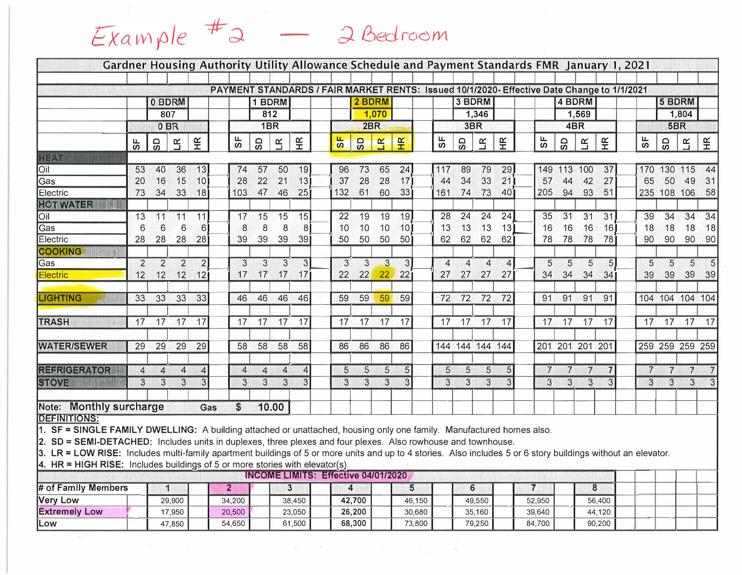Example #2 — 2 Bedroom

## Gardner Housing Authority Utility Allowance Schedule and Payment Standards FMR January 1, 2021

PAYMENT STANDARDS / FAIR MARKET RENTS: Issued 10/1/2020- Effective Date Change to 1/1/2021

| | 0 BDRM | | | | 1 BDRM | | | | 2 BDRM | | | | 3 BDRM | | | | 4 BDRM | | | | 5 BDRM | | | |
|---|---|---|---|---|---|---|---|---|---|---|---|---|---|---|---|---|---|---|---|---|---|---|---|---|
| | 807 | | | | 812 | | | | 1,070 | | | | 1,346 | | | | 1,569 | | | | 1,804 | | | |
| | 0 BR | | | | 1BR | | | | 2BR | | | | 3BR | | | | 4BR | | | | 5BR | | | |
| | SF | SD | LR | HR | SF | SD | LR | HR | SF | SD | LR | HR | SF | SD | LR | HR | SF | SD | LR | HR | SF | SD | LR | HR |
| **HEAT** | | | | | | | | | | | | | | | | | | | | | | | | |
| Oil | 53 | 40 | 36 | 13 | 74 | 57 | 50 | 19 | 96 | 73 | 65 | 24 | 117 | 89 | 79 | 29 | 149 | 113 | 100 | 37 | 170 | 130 | 115 | 44 |
| Gas | 20 | 16 | 15 | 10 | 28 | 22 | 21 | 13 | 37 | 28 | 28 | 17 | 44 | 34 | 33 | 21 | 57 | 44 | 42 | 27 | 65 | 50 | 49 | 31 |
| Electric | 73 | 34 | 33 | 18 | 103 | 47 | 46 | 25 | 132 | 61 | 60 | 33 | 161 | 74 | 73 | 40 | 205 | 94 | 93 | 51 | 235 | 108 | 106 | 58 |
| **HOT WATER** | | | | | | | | | | | | | | | | | | | | | | | | |
| Oil | 13 | 11 | 11 | 11 | 17 | 15 | 15 | 15 | 22 | 19 | 19 | 19 | 28 | 24 | 24 | 24 | 35 | 31 | 31 | 31 | 39 | 34 | 34 | 34 |
| Gas | 6 | 6 | 6 | 6 | 8 | 8 | 8 | 8 | 10 | 10 | 10 | 10 | 13 | 13 | 13 | 13 | 16 | 16 | 16 | 16 | 18 | 18 | 18 | 18 |
| Electric | 28 | 28 | 28 | 28 | 39 | 39 | 39 | 39 | 50 | 50 | 50 | 50 | 62 | 62 | 62 | 62 | 78 | 78 | 78 | 78 | 90 | 90 | 90 | 90 |
| **COOKING** | | | | | | | | | | | | | | | | | | | | | | | | |
| Gas | 2 | 2 | 2 | 2 | 3 | 3 | 3 | 3 | 3 | 3 | 3 | 3 | 4 | 4 | 4 | 4 | 5 | 5 | 5 | 5 | 5 | 5 | 5 | 5 |
| Electric | 12 | 12 | 12 | 12 | 17 | 17 | 17 | 17 | 22 | 22 | 22 | 22 | 27 | 27 | 27 | 27 | 34 | 34 | 34 | 34 | 39 | 39 | 39 | 39 |
| **LIGHTING** | 33 | 33 | 33 | 33 | 46 | 46 | 46 | 46 | 59 | 59 | 59 | 59 | 72 | 72 | 72 | 72 | 91 | 91 | 91 | 91 | 104 | 104 | 104 | 104 |
| **TRASH** | 17 | 17 | 17 | 17 | 17 | 17 | 17 | 17 | 17 | 17 | 17 | 17 | 17 | 17 | 17 | 17 | 17 | 17 | 17 | 17 | 17 | 17 | 17 | 17 |
| **WATER/SEWER** | 29 | 29 | 29 | 29 | 58 | 58 | 58 | 58 | 86 | 86 | 86 | 86 | 144 | 144 | 144 | 144 | 201 | 201 | 201 | 201 | 259 | 259 | 259 | 259 |
| **REFRIGERATOR** | 4 | 4 | 4 | 4 | 4 | 4 | 4 | 4 | 5 | 5 | 5 | 5 | 5 | 5 | 5 | 5 | 7 | 7 | 7 | 7 | 7 | 7 | 7 | 7 |
| **STOVE** | 3 | 3 | 3 | 3 | 3 | 3 | 3 | 3 | 3 | 3 | 3 | 3 | 3 | 3 | 3 | 3 | 3 | 3 | 3 | 3 | 3 | 3 | 3 | 3 |

Note: Monthly surcharge Gas $ 10.00

**DEFINITIONS:**

1. **SF = SINGLE FAMILY DWELLING:** A building attached or unattached, housing only one family. Manufactured homes also.
2. **SD = SEMI-DETACHED:** Includes units in duplexes, three plexes and four plexes. Also rowhouse and townhouse.
3. **LR = LOW RISE:** Includes multi-family apartment buildings of 5 or more units and up to 4 stories. Also includes 5 or 6 story buildings without an elevator.
4. **HR = HIGH RISE:** Includes buildings of 5 or more stories with elevator(s).

**INCOME LIMITS: Effective 04/01/2020**

| # of Family Members | 1 | 2 | 3 | 4 | 5 | 6 | 7 | 8 |
|---|---|---|---|---|---|---|---|---|
| Very Low | 29,900 | 34,200 | 38,450 | 42,700 | 46,150 | 49,550 | 52,950 | 56,400 |
| Extremely Low | 17,950 | 20,500 | 23,050 | 26,200 | 30,680 | 35,160 | 39,640 | 44,120 |
| Low | 47,850 | 54,650 | 61,500 | 68,300 | 73,800 | 79,250 | 84,700 | 90,200 |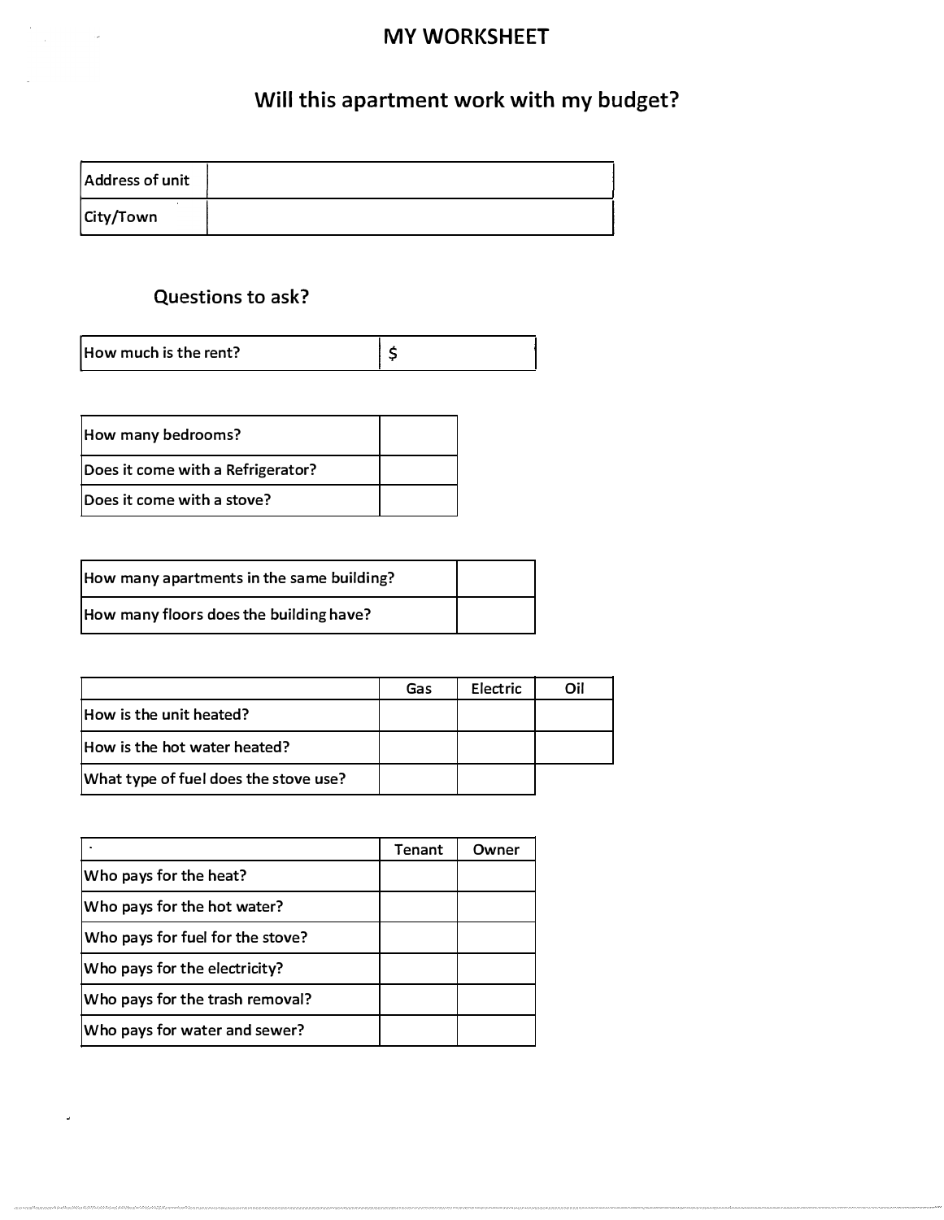# MY WORKSHEET

## Will this apartment work with my budget?

| | |
|---|---|
| Address of unit | |
| City/Town | |

### Questions to ask?

| | |
|---|---|
| How much is the rent? | $ |

| | |
|---|---|
| How many bedrooms? | |
| Does it come with a Refrigerator? | |
| Does it come with a stove? | |

| | |
|---|---|
| How many apartments in the same building? | |
| How many floors does the building have? | |

| | Gas | Electric | Oil |
|---|---|---|---|
| How is the unit heated? | | | |
| How is the hot water heated? | | | |
| What type of fuel does the stove use? | | | |

| | Tenant | Owner |
|---|---|---|
| Who pays for the heat? | | |
| Who pays for the hot water? | | |
| Who pays for fuel for the stove? | | |
| Who pays for the electricity? | | |
| Who pays for the trash removal? | | |
| Who pays for water and sewer? | | |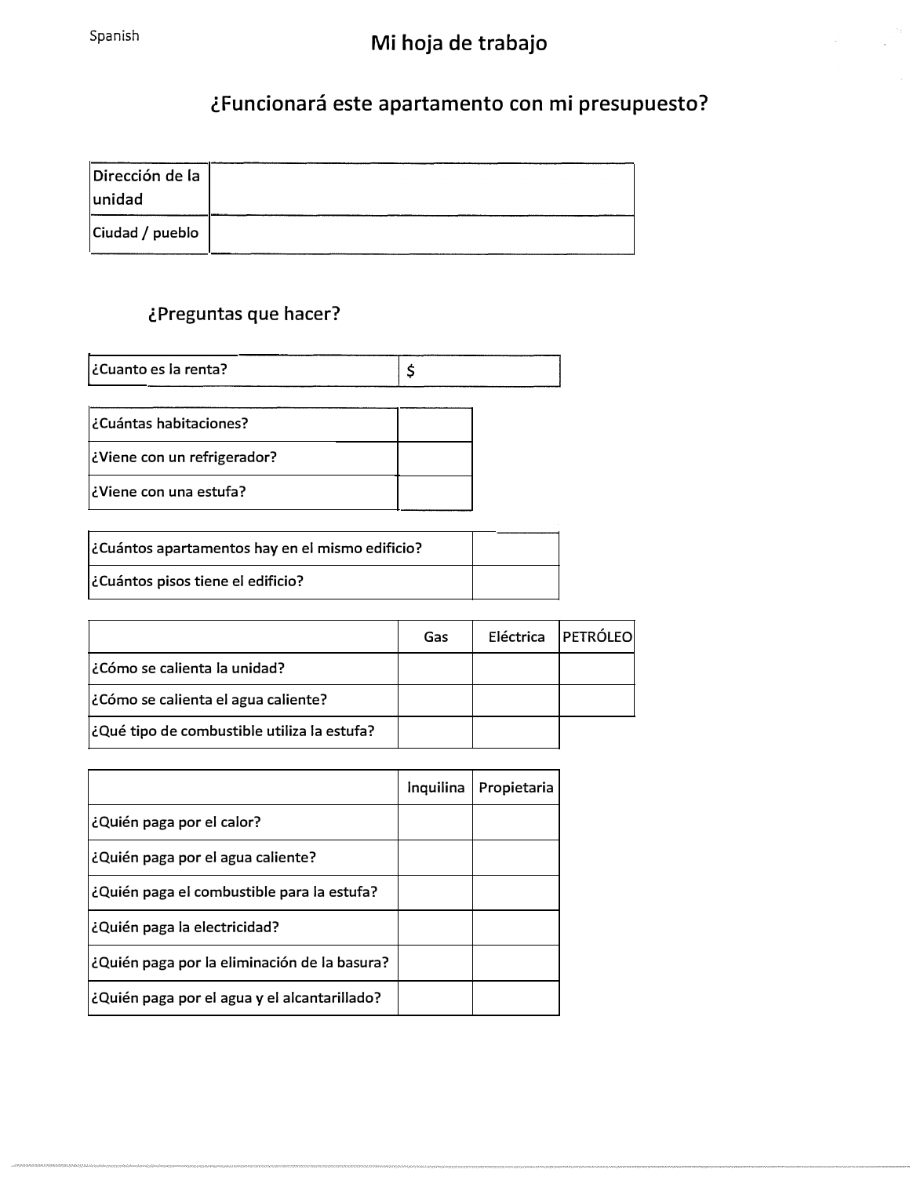Spanish

# Mi hoja de trabajo

## ¿Funcionará este apartamento con mi presupuesto?

| | |
|---|---|
| Dirección de la unidad | |
| Ciudad / pueblo | |

### ¿Preguntas que hacer?

| | |
|---|---|
| ¿Cuanto es la renta? | $ |

| | |
|---|---|
| ¿Cuántas habitaciones? | |
| ¿Viene con un refrigerador? | |
| ¿Viene con una estufa? | |

| | |
|---|---|
| ¿Cuántos apartamentos hay en el mismo edificio? | |
| ¿Cuántos pisos tiene el edificio? | |

| | Gas | Eléctrica | PETRÓLEO |
|---|---|---|---|
| ¿Cómo se calienta la unidad? | | | |
| ¿Cómo se calienta el agua caliente? | | | |
| ¿Qué tipo de combustible utiliza la estufa? | | | |

| | Inquilina | Propietaria |
|---|---|---|
| ¿Quién paga por el calor? | | |
| ¿Quién paga por el agua caliente? | | |
| ¿Quién paga el combustible para la estufa? | | |
| ¿Quién paga la electricidad? | | |
| ¿Quién paga por la eliminación de la basura? | | |
| ¿Quién paga por el agua y el alcantarillado? | | |